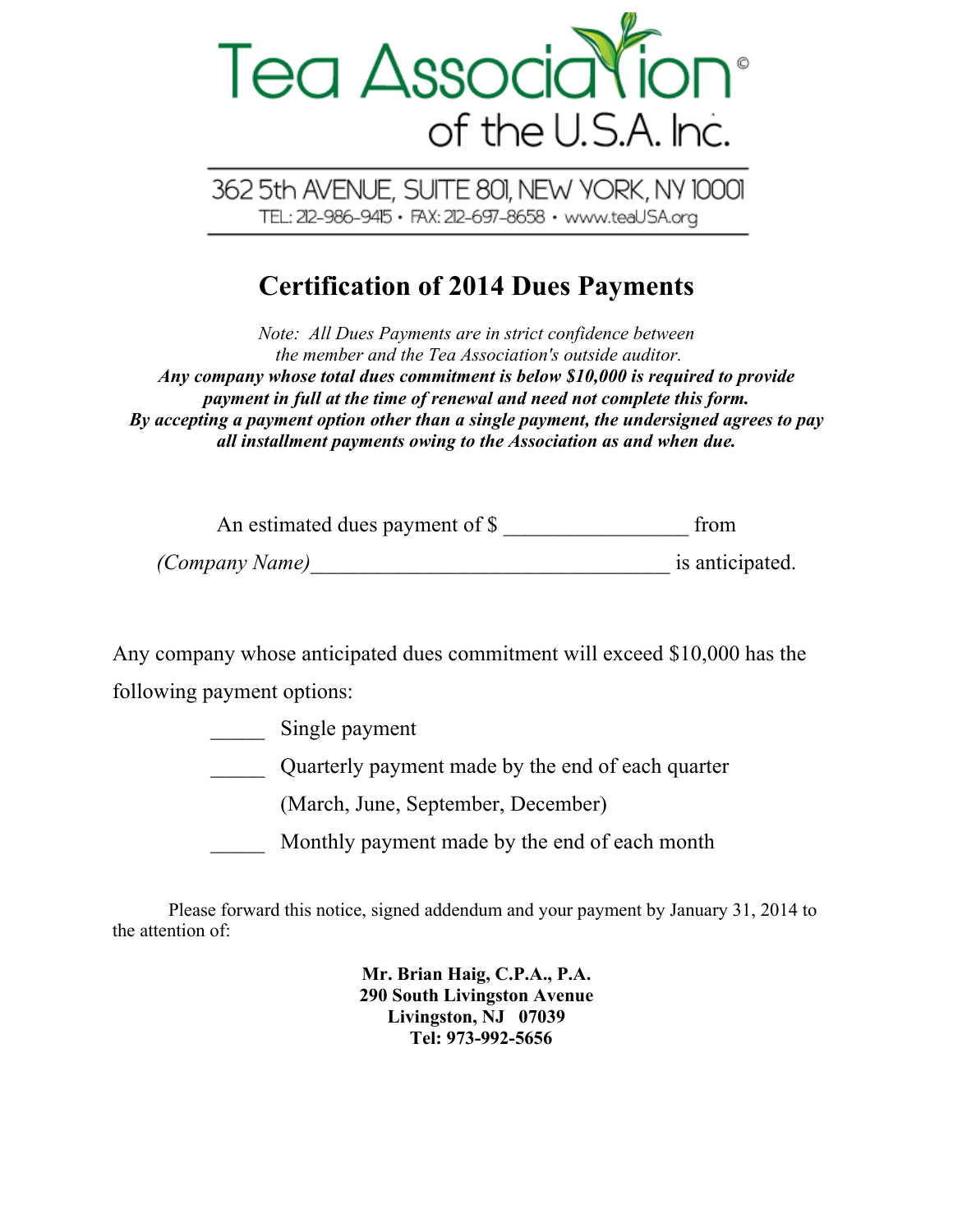# Tea Association of the U.S.A. Inc.

362 5th AVENUE, SUITE 801, NEW YORK, NY 10001

TEL: 212-986-9415 • FAX: 212-697-8658 • www.teaUSA.org

## Certification of 2014 Dues Payments

*Note: All Dues Payments are in strict confidence between the member and the Tea Association's outside auditor.*

***Any company whose total dues commitment is below $10,000 is required to provide payment in full at the time of renewal and need not complete this form.***

***By accepting a payment option other than a single payment, the undersigned agrees to pay all installment payments owing to the Association as and when due.***

An estimated dues payment of $ _________________ from

*(Company Name)*__________________________________ is anticipated.

Any company whose anticipated dues commitment will exceed $10,000 has the following payment options:

_____ Single payment

_____ Quarterly payment made by the end of each quarter (March, June, September, December)

_____ Monthly payment made by the end of each month

Please forward this notice, signed addendum and your payment by January 31, 2014 to the attention of:

**Mr. Brian Haig, C.P.A., P.A.**
**290 South Livingston Avenue**
**Livingston, NJ 07039**
**Tel: 973-992-5656**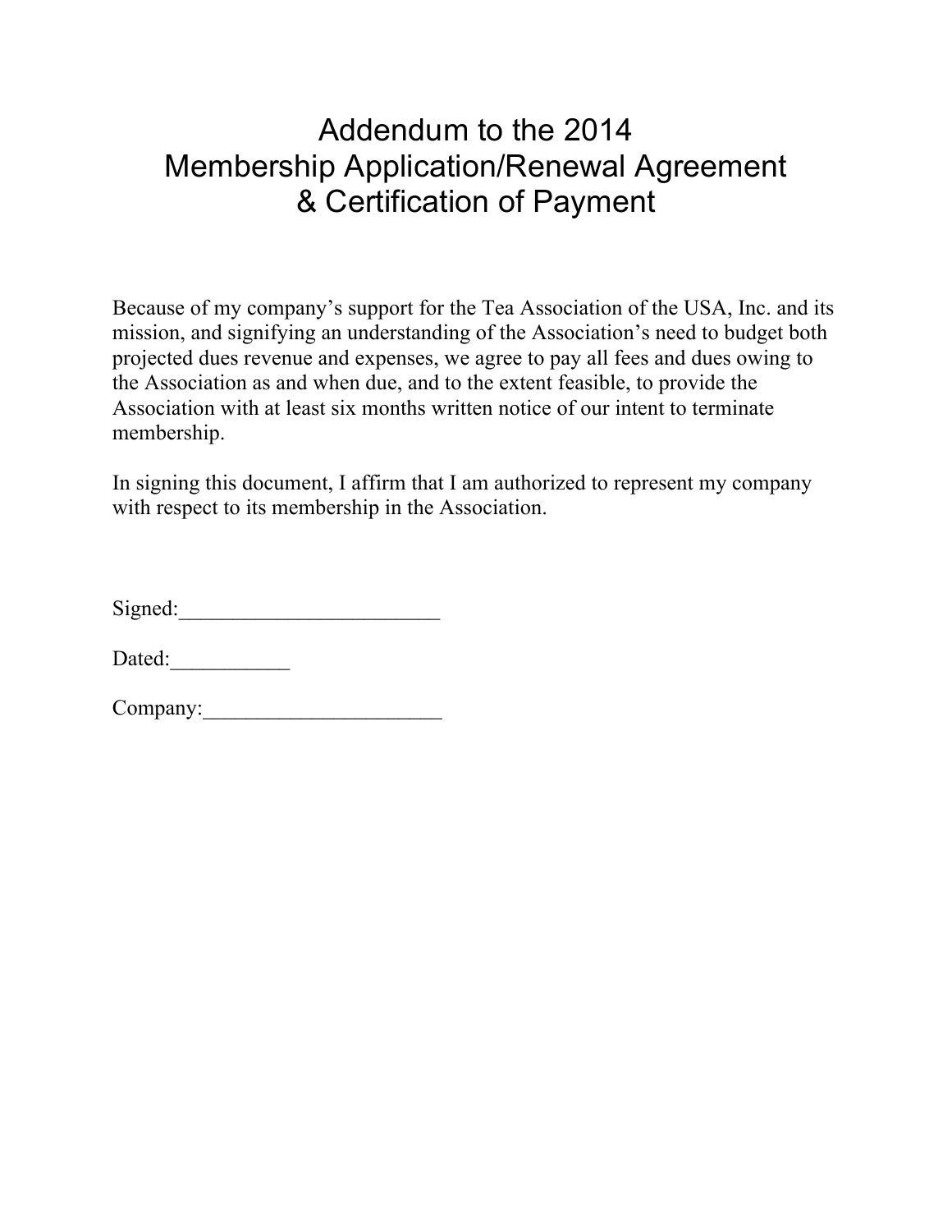# Addendum to the 2014 Membership Application/Renewal Agreement & Certification of Payment

Because of my company's support for the Tea Association of the USA, Inc. and its mission, and signifying an understanding of the Association's need to budget both projected dues revenue and expenses, we agree to pay all fees and dues owing to the Association as and when due, and to the extent feasible, to provide the Association with at least six months written notice of our intent to terminate membership.

In signing this document, I affirm that I am authorized to represent my company with respect to its membership in the Association.

Signed:________________________

Dated:___________

Company:______________________